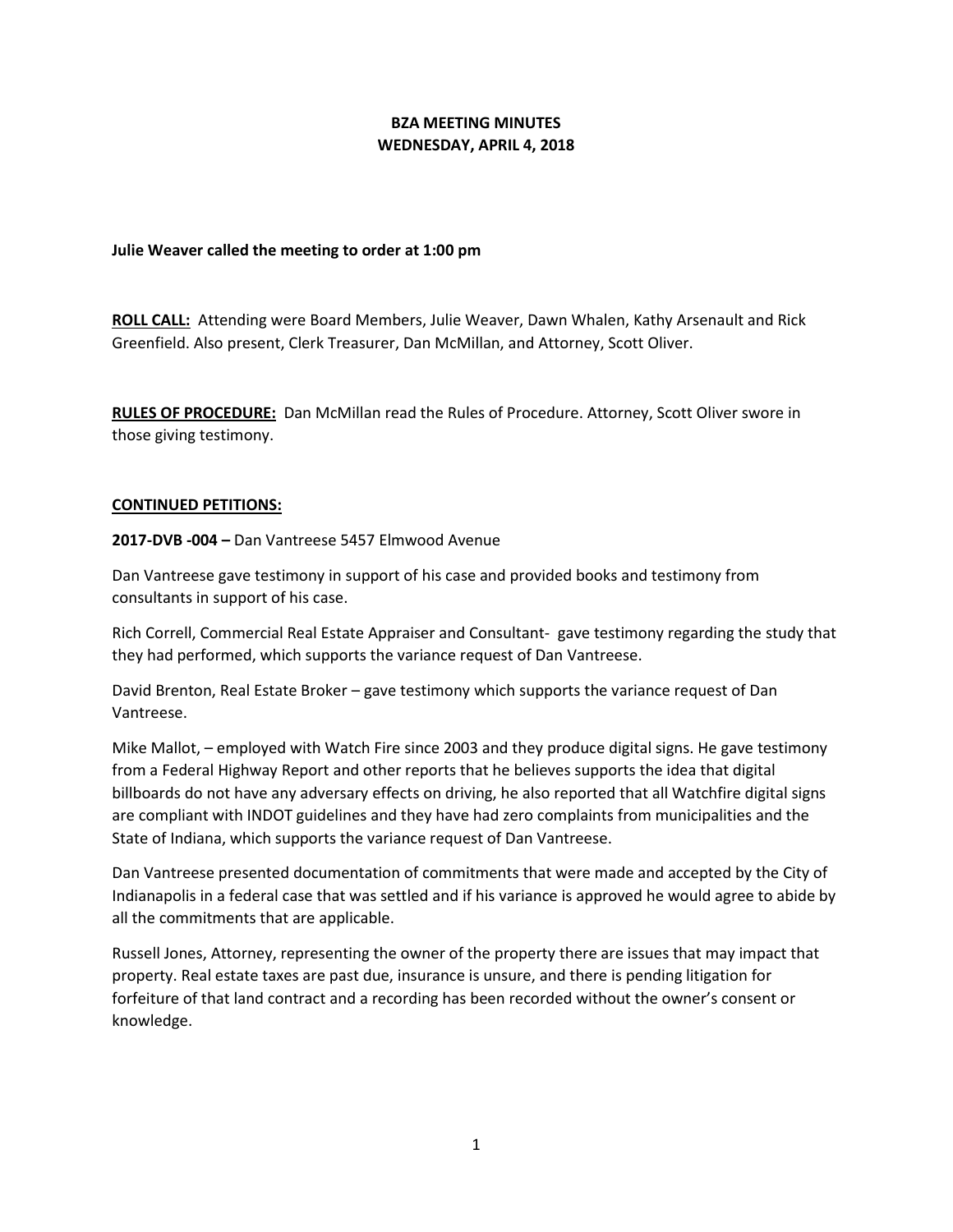**BZA MEETING MINUTES**
**WEDNESDAY, APRIL 4, 2018**

**Julie Weaver called the meeting to order at 1:00 pm**

**ROLL CALL:** Attending were Board Members, Julie Weaver, Dawn Whalen, Kathy Arsenault and Rick Greenfield. Also present, Clerk Treasurer, Dan McMillan, and Attorney, Scott Oliver.

**RULES OF PROCEDURE:** Dan McMillan read the Rules of Procedure. Attorney, Scott Oliver swore in those giving testimony.

**CONTINUED PETITIONS:**

**2017-DVB -004 –** Dan Vantreese 5457 Elmwood Avenue

Dan Vantreese gave testimony in support of his case and provided books and testimony from consultants in support of his case.

Rich Correll, Commercial Real Estate Appraiser and Consultant- gave testimony regarding the study that they had performed, which supports the variance request of Dan Vantreese.

David Brenton, Real Estate Broker – gave testimony which supports the variance request of Dan Vantreese.

Mike Mallot, – employed with Watch Fire since 2003 and they produce digital signs. He gave testimony from a Federal Highway Report and other reports that he believes supports the idea that digital billboards do not have any adversary effects on driving, he also reported that all Watchfire digital signs are compliant with INDOT guidelines and they have had zero complaints from municipalities and the State of Indiana, which supports the variance request of Dan Vantreese.

Dan Vantreese presented documentation of commitments that were made and accepted by the City of Indianapolis in a federal case that was settled and if his variance is approved he would agree to abide by all the commitments that are applicable.

Russell Jones, Attorney, representing the owner of the property there are issues that may impact that property. Real estate taxes are past due, insurance is unsure, and there is pending litigation for forfeiture of that land contract and a recording has been recorded without the owner's consent or knowledge.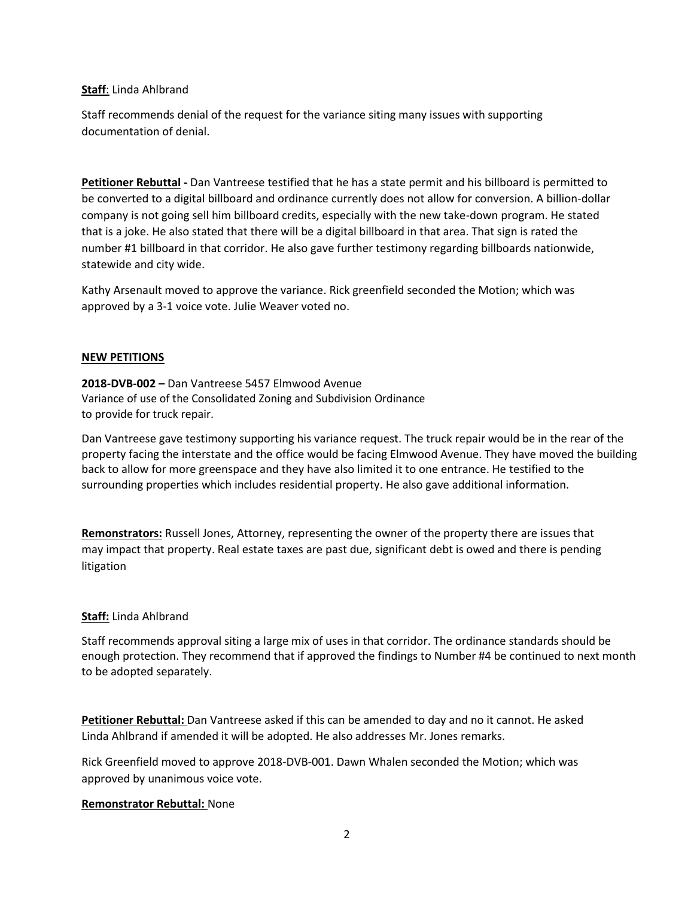**Staff**: Linda Ahlbrand

Staff recommends denial of the request for the variance siting many issues with supporting documentation of denial.

**Petitioner Rebuttal -** Dan Vantreese testified that he has a state permit and his billboard is permitted to be converted to a digital billboard and ordinance currently does not allow for conversion. A billion-dollar company is not going sell him billboard credits, especially with the new take-down program. He stated that is a joke. He also stated that there will be a digital billboard in that area. That sign is rated the number #1 billboard in that corridor. He also gave further testimony regarding billboards nationwide, statewide and city wide.

Kathy Arsenault moved to approve the variance. Rick greenfield seconded the Motion; which was approved by a 3-1 voice vote. Julie Weaver voted no.

**NEW PETITIONS**

**2018-DVB-002 –** Dan Vantreese 5457 Elmwood Avenue
Variance of use of the Consolidated Zoning and Subdivision Ordinance
to provide for truck repair.

Dan Vantreese gave testimony supporting his variance request. The truck repair would be in the rear of the property facing the interstate and the office would be facing Elmwood Avenue. They have moved the building back to allow for more greenspace and they have also limited it to one entrance. He testified to the surrounding properties which includes residential property. He also gave additional information.

**Remonstrators:** Russell Jones, Attorney, representing the owner of the property there are issues that may impact that property. Real estate taxes are past due, significant debt is owed and there is pending litigation

**Staff:** Linda Ahlbrand

Staff recommends approval siting a large mix of uses in that corridor. The ordinance standards should be enough protection. They recommend that if approved the findings to Number #4 be continued to next month to be adopted separately.

**Petitioner Rebuttal:** Dan Vantreese asked if this can be amended to day and no it cannot. He asked Linda Ahlbrand if amended it will be adopted. He also addresses Mr. Jones remarks.

Rick Greenfield moved to approve 2018-DVB-001. Dawn Whalen seconded the Motion; which was approved by unanimous voice vote.

**Remonstrator Rebuttal:** None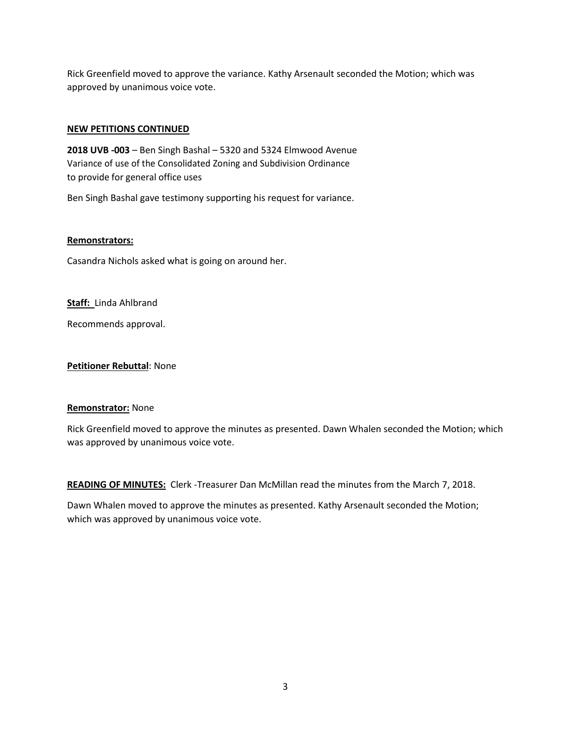Rick Greenfield moved to approve the variance. Kathy Arsenault seconded the Motion; which was approved by unanimous voice vote.

**NEW PETITIONS CONTINUED**

**2018 UVB -003** – Ben Singh Bashal – 5320 and 5324 Elmwood Avenue
Variance of use of the Consolidated Zoning and Subdivision Ordinance
to provide for general office uses

Ben Singh Bashal gave testimony supporting his request for variance.

**Remonstrators:**

Casandra Nichols asked what is going on around her.

**Staff:** Linda Ahlbrand

Recommends approval.

**Petitioner Rebuttal**: None

**Remonstrator:** None

Rick Greenfield moved to approve the minutes as presented. Dawn Whalen seconded the Motion; which was approved by unanimous voice vote.

**READING OF MINUTES:** Clerk -Treasurer Dan McMillan read the minutes from the March 7, 2018.

Dawn Whalen moved to approve the minutes as presented. Kathy Arsenault seconded the Motion; which was approved by unanimous voice vote.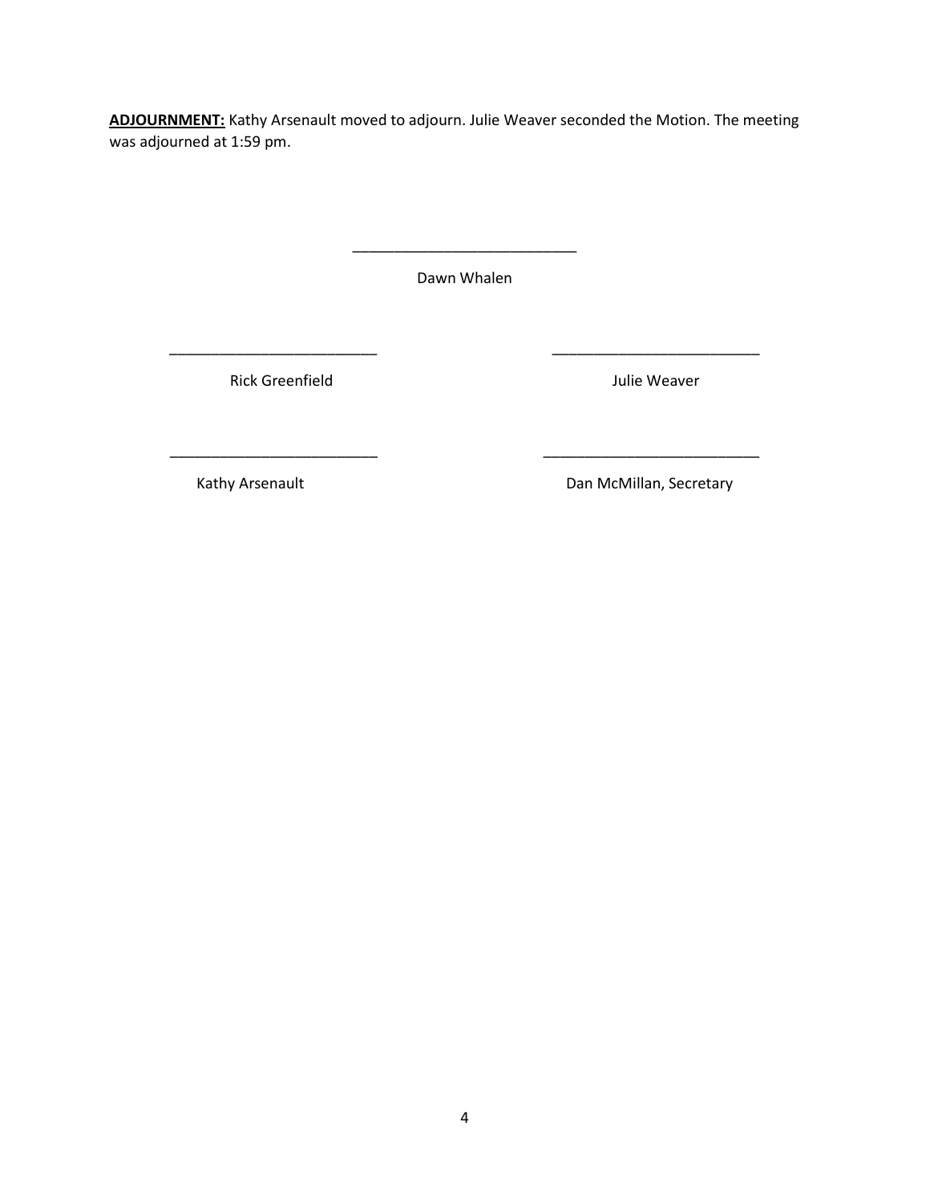**ADJOURNMENT:** Kathy Arsenault moved to adjourn. Julie Weaver seconded the Motion. The meeting was adjourned at 1:59 pm.

\_\_\_\_\_\_\_\_\_\_\_\_\_\_\_\_\_\_\_\_\_\_\_\_\_\_\_

Dawn Whalen

\_\_\_\_\_\_\_\_\_\_\_\_\_\_\_\_\_\_\_\_\_\_\_\_\_

Rick Greenfield

\_\_\_\_\_\_\_\_\_\_\_\_\_\_\_\_\_\_\_\_\_\_\_\_\_

Julie Weaver

\_\_\_\_\_\_\_\_\_\_\_\_\_\_\_\_\_\_\_\_\_\_\_\_\_

Kathy Arsenault

\_\_\_\_\_\_\_\_\_\_\_\_\_\_\_\_\_\_\_\_\_\_\_\_\_\_

Dan McMillan, Secretary